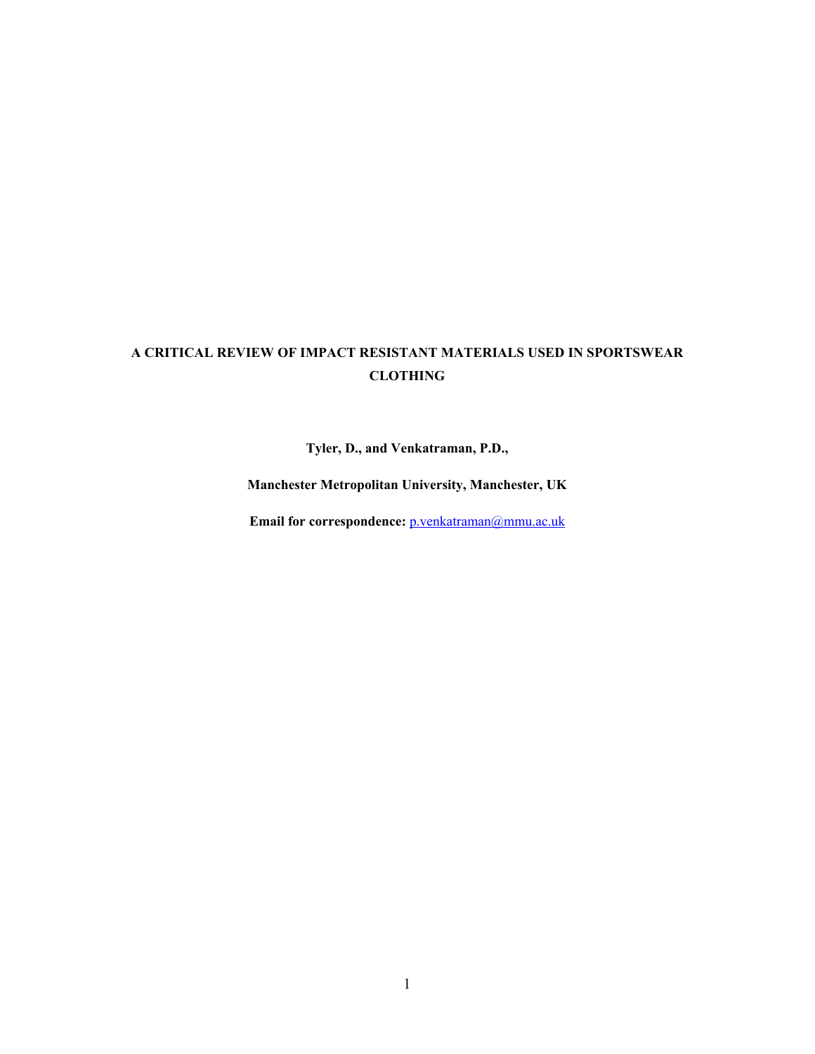# A CRITICAL REVIEW OF IMPACT RESISTANT MATERIALS USED IN SPORTSWEAR CLOTHING

**Tyler, D., and Venkatraman, P.D.,**

**Manchester Metropolitan University, Manchester, UK**

**Email for correspondence:** p.venkatraman@mmu.ac.uk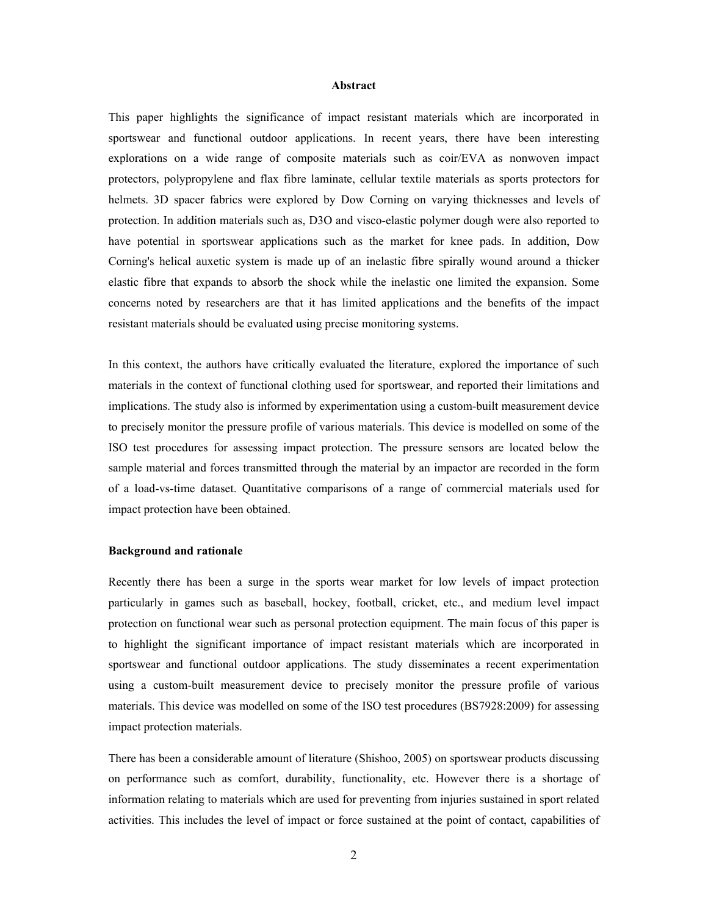## Abstract

This paper highlights the significance of impact resistant materials which are incorporated in sportswear and functional outdoor applications. In recent years, there have been interesting explorations on a wide range of composite materials such as coir/EVA as nonwoven impact protectors, polypropylene and flax fibre laminate, cellular textile materials as sports protectors for helmets. 3D spacer fabrics were explored by Dow Corning on varying thicknesses and levels of protection. In addition materials such as, D3O and visco-elastic polymer dough were also reported to have potential in sportswear applications such as the market for knee pads. In addition, Dow Corning's helical auxetic system is made up of an inelastic fibre spirally wound around a thicker elastic fibre that expands to absorb the shock while the inelastic one limited the expansion. Some concerns noted by researchers are that it has limited applications and the benefits of the impact resistant materials should be evaluated using precise monitoring systems.

In this context, the authors have critically evaluated the literature, explored the importance of such materials in the context of functional clothing used for sportswear, and reported their limitations and implications. The study also is informed by experimentation using a custom-built measurement device to precisely monitor the pressure profile of various materials. This device is modelled on some of the ISO test procedures for assessing impact protection. The pressure sensors are located below the sample material and forces transmitted through the material by an impactor are recorded in the form of a load-vs-time dataset. Quantitative comparisons of a range of commercial materials used for impact protection have been obtained.

### Background and rationale

Recently there has been a surge in the sports wear market for low levels of impact protection particularly in games such as baseball, hockey, football, cricket, etc., and medium level impact protection on functional wear such as personal protection equipment. The main focus of this paper is to highlight the significant importance of impact resistant materials which are incorporated in sportswear and functional outdoor applications. The study disseminates a recent experimentation using a custom-built measurement device to precisely monitor the pressure profile of various materials. This device was modelled on some of the ISO test procedures (BS7928:2009) for assessing impact protection materials.

There has been a considerable amount of literature (Shishoo, 2005) on sportswear products discussing on performance such as comfort, durability, functionality, etc. However there is a shortage of information relating to materials which are used for preventing from injuries sustained in sport related activities. This includes the level of impact or force sustained at the point of contact, capabilities of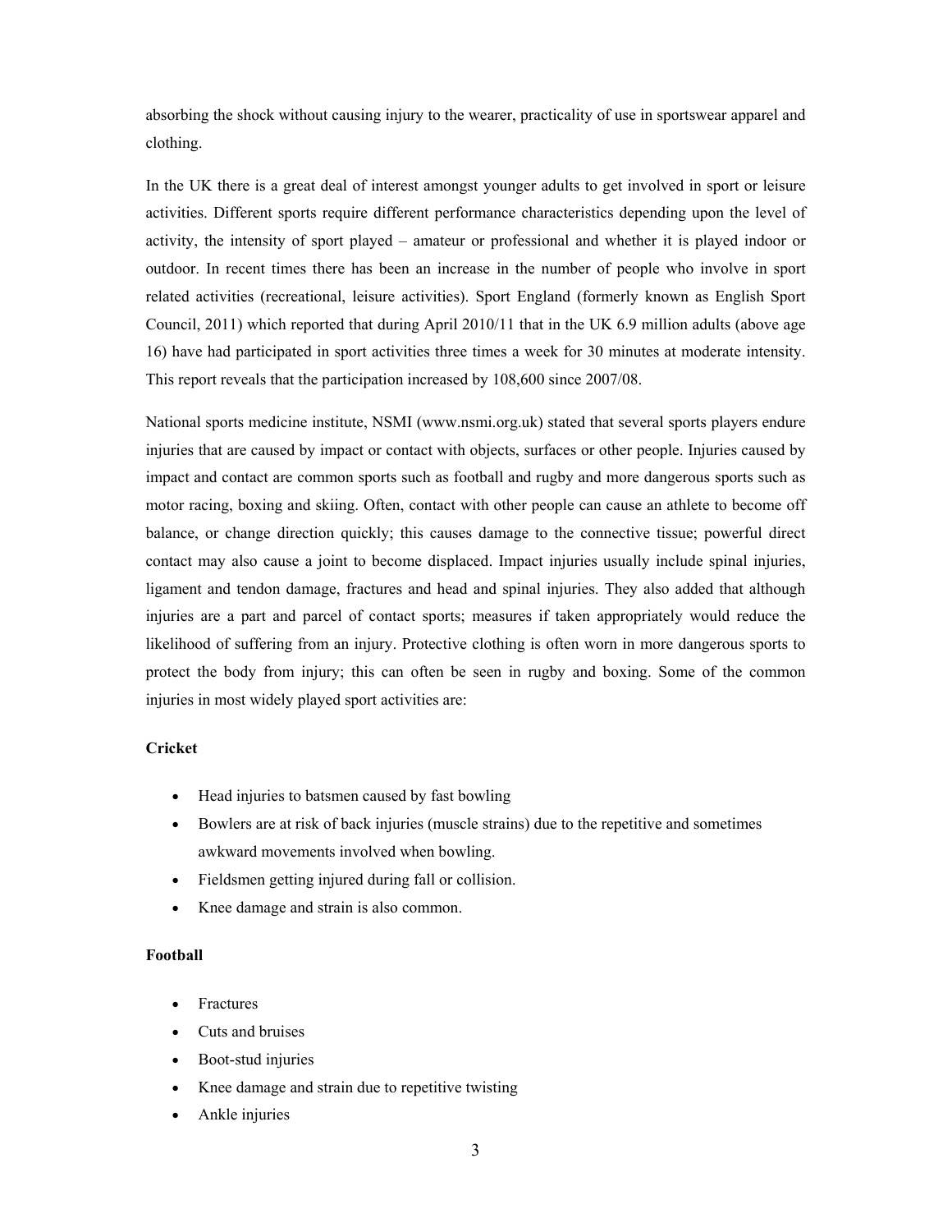absorbing the shock without causing injury to the wearer, practicality of use in sportswear apparel and clothing.

In the UK there is a great deal of interest amongst younger adults to get involved in sport or leisure activities. Different sports require different performance characteristics depending upon the level of activity, the intensity of sport played – amateur or professional and whether it is played indoor or outdoor. In recent times there has been an increase in the number of people who involve in sport related activities (recreational, leisure activities). Sport England (formerly known as English Sport Council, 2011) which reported that during April 2010/11 that in the UK 6.9 million adults (above age 16) have had participated in sport activities three times a week for 30 minutes at moderate intensity. This report reveals that the participation increased by 108,600 since 2007/08.

National sports medicine institute, NSMI (www.nsmi.org.uk) stated that several sports players endure injuries that are caused by impact or contact with objects, surfaces or other people. Injuries caused by impact and contact are common sports such as football and rugby and more dangerous sports such as motor racing, boxing and skiing. Often, contact with other people can cause an athlete to become off balance, or change direction quickly; this causes damage to the connective tissue; powerful direct contact may also cause a joint to become displaced. Impact injuries usually include spinal injuries, ligament and tendon damage, fractures and head and spinal injuries. They also added that although injuries are a part and parcel of contact sports; measures if taken appropriately would reduce the likelihood of suffering from an injury. Protective clothing is often worn in more dangerous sports to protect the body from injury; this can often be seen in rugby and boxing. Some of the common injuries in most widely played sport activities are:

**Cricket**

- Head injuries to batsmen caused by fast bowling
- Bowlers are at risk of back injuries (muscle strains) due to the repetitive and sometimes awkward movements involved when bowling.
- Fieldsmen getting injured during fall or collision.
- Knee damage and strain is also common.

**Football**

- Fractures
- Cuts and bruises
- Boot-stud injuries
- Knee damage and strain due to repetitive twisting
- Ankle injuries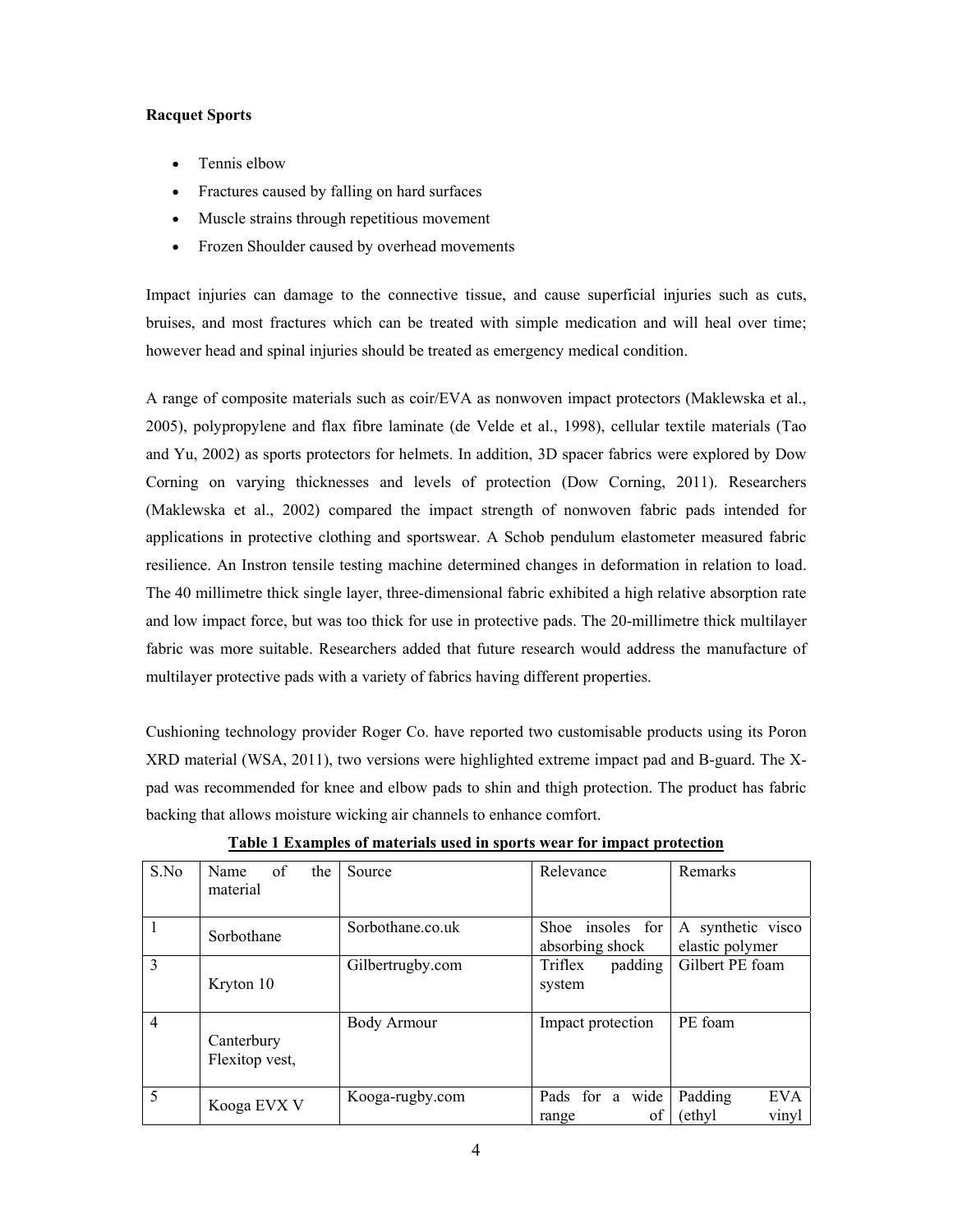**Racquet Sports**

- Tennis elbow
- Fractures caused by falling on hard surfaces
- Muscle strains through repetitious movement
- Frozen Shoulder caused by overhead movements

Impact injuries can damage to the connective tissue, and cause superficial injuries such as cuts, bruises, and most fractures which can be treated with simple medication and will heal over time; however head and spinal injuries should be treated as emergency medical condition.

A range of composite materials such as coir/EVA as nonwoven impact protectors (Maklewska et al., 2005), polypropylene and flax fibre laminate (de Velde et al., 1998), cellular textile materials (Tao and Yu, 2002) as sports protectors for helmets. In addition, 3D spacer fabrics were explored by Dow Corning on varying thicknesses and levels of protection (Dow Corning, 2011). Researchers (Maklewska et al., 2002) compared the impact strength of nonwoven fabric pads intended for applications in protective clothing and sportswear. A Schob pendulum elastometer measured fabric resilience. An Instron tensile testing machine determined changes in deformation in relation to load. The 40 millimetre thick single layer, three-dimensional fabric exhibited a high relative absorption rate and low impact force, but was too thick for use in protective pads. The 20-millimetre thick multilayer fabric was more suitable. Researchers added that future research would address the manufacture of multilayer protective pads with a variety of fabrics having different properties.

Cushioning technology provider Roger Co. have reported two customisable products using its Poron XRD material (WSA, 2011), two versions were highlighted extreme impact pad and B-guard. The X-pad was recommended for knee and elbow pads to shin and thigh protection. The product has fabric backing that allows moisture wicking air channels to enhance comfort.

**Table 1 Examples of materials used in sports wear for impact protection**

| S.No | Name of the material | Source | Relevance | Remarks |
|---|---|---|---|---|
| 1 | Sorbothane | Sorbothane.co.uk | Shoe insoles for absorbing shock | A synthetic visco elastic polymer |
| 3 | Kryton 10 | Gilbertrugby.com | Triflex padding system | Gilbert PE foam |
| 4 | Canterbury Flexitop vest, | Body Armour | Impact protection | PE foam |
| 5 | Kooga EVX V | Kooga-rugby.com | Pads for a wide range of | Padding EVA (ethyl vinyl |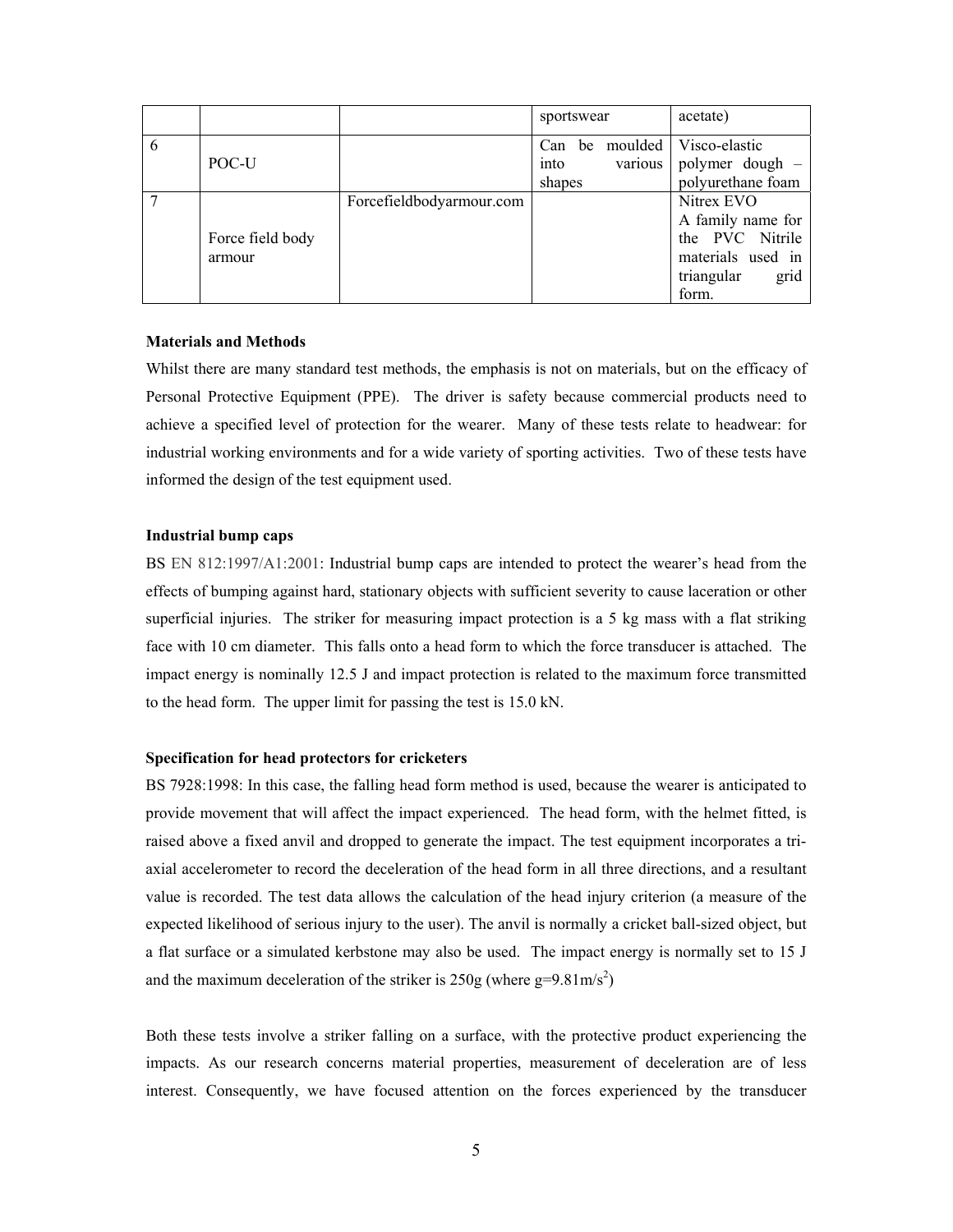| | | | | |
|---|---|---|---|---|
| | | | sportswear | acetate) |
| 6 | POC-U | | Can be moulded into various shapes | Visco-elastic polymer dough – polyurethane foam |
| 7 | Force field body armour | Forcefieldbodyarmour.com | | Nitrex EVO A family name for the PVC Nitrile materials used in triangular grid form. |

**Materials and Methods**

Whilst there are many standard test methods, the emphasis is not on materials, but on the efficacy of Personal Protective Equipment (PPE). The driver is safety because commercial products need to achieve a specified level of protection for the wearer. Many of these tests relate to headwear: for industrial working environments and for a wide variety of sporting activities. Two of these tests have informed the design of the test equipment used.

**Industrial bump caps**

BS EN 812:1997/A1:2001: Industrial bump caps are intended to protect the wearer's head from the effects of bumping against hard, stationary objects with sufficient severity to cause laceration or other superficial injuries. The striker for measuring impact protection is a 5 kg mass with a flat striking face with 10 cm diameter. This falls onto a head form to which the force transducer is attached. The impact energy is nominally 12.5 J and impact protection is related to the maximum force transmitted to the head form. The upper limit for passing the test is 15.0 kN.

**Specification for head protectors for cricketers**

BS 7928:1998: In this case, the falling head form method is used, because the wearer is anticipated to provide movement that will affect the impact experienced. The head form, with the helmet fitted, is raised above a fixed anvil and dropped to generate the impact. The test equipment incorporates a tri-axial accelerometer to record the deceleration of the head form in all three directions, and a resultant value is recorded. The test data allows the calculation of the head injury criterion (a measure of the expected likelihood of serious injury to the user). The anvil is normally a cricket ball-sized object, but a flat surface or a simulated kerbstone may also be used. The impact energy is normally set to 15 J and the maximum deceleration of the striker is 250g (where $g = 9.81 m/s^2$)

Both these tests involve a striker falling on a surface, with the protective product experiencing the impacts. As our research concerns material properties, measurement of deceleration are of less interest. Consequently, we have focused attention on the forces experienced by the transducer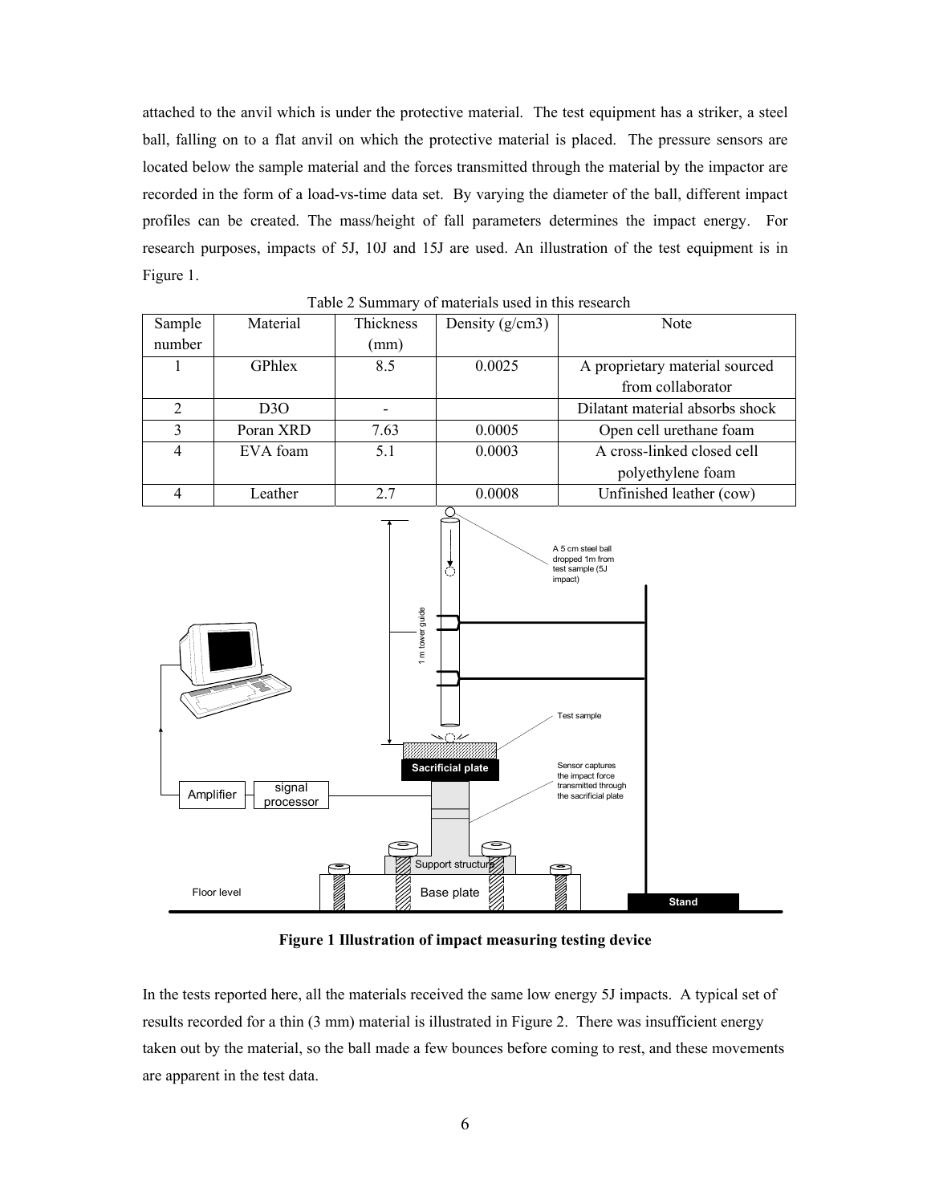attached to the anvil which is under the protective material. The test equipment has a striker, a steel ball, falling on to a flat anvil on which the protective material is placed. The pressure sensors are located below the sample material and the forces transmitted through the material by the impactor are recorded in the form of a load-vs-time data set. By varying the diameter of the ball, different impact profiles can be created. The mass/height of fall parameters determines the impact energy. For research purposes, impacts of 5J, 10J and 15J are used. An illustration of the test equipment is in Figure 1.

Table 2 Summary of materials used in this research

| Sample number | Material | Thickness (mm) | Density (g/cm3) | Note |
|---|---|---|---|---|
| 1 | GPhlex | 8.5 | 0.0025 | A proprietary material sourced from collaborator |
| 2 | D3O | - | | Dilatant material absorbs shock |
| 3 | Poran XRD | 7.63 | 0.0005 | Open cell urethane foam |
| 4 | EVA foam | 5.1 | 0.0003 | A cross-linked closed cell polyethylene foam |
| 4 | Leather | 2.7 | 0.0008 | Unfinished leather (cow) |

**Figure 1 Illustration of impact measuring testing device**

In the tests reported here, all the materials received the same low energy 5J impacts. A typical set of results recorded for a thin (3 mm) material is illustrated in Figure 2. There was insufficient energy taken out by the material, so the ball made a few bounces before coming to rest, and these movements are apparent in the test data.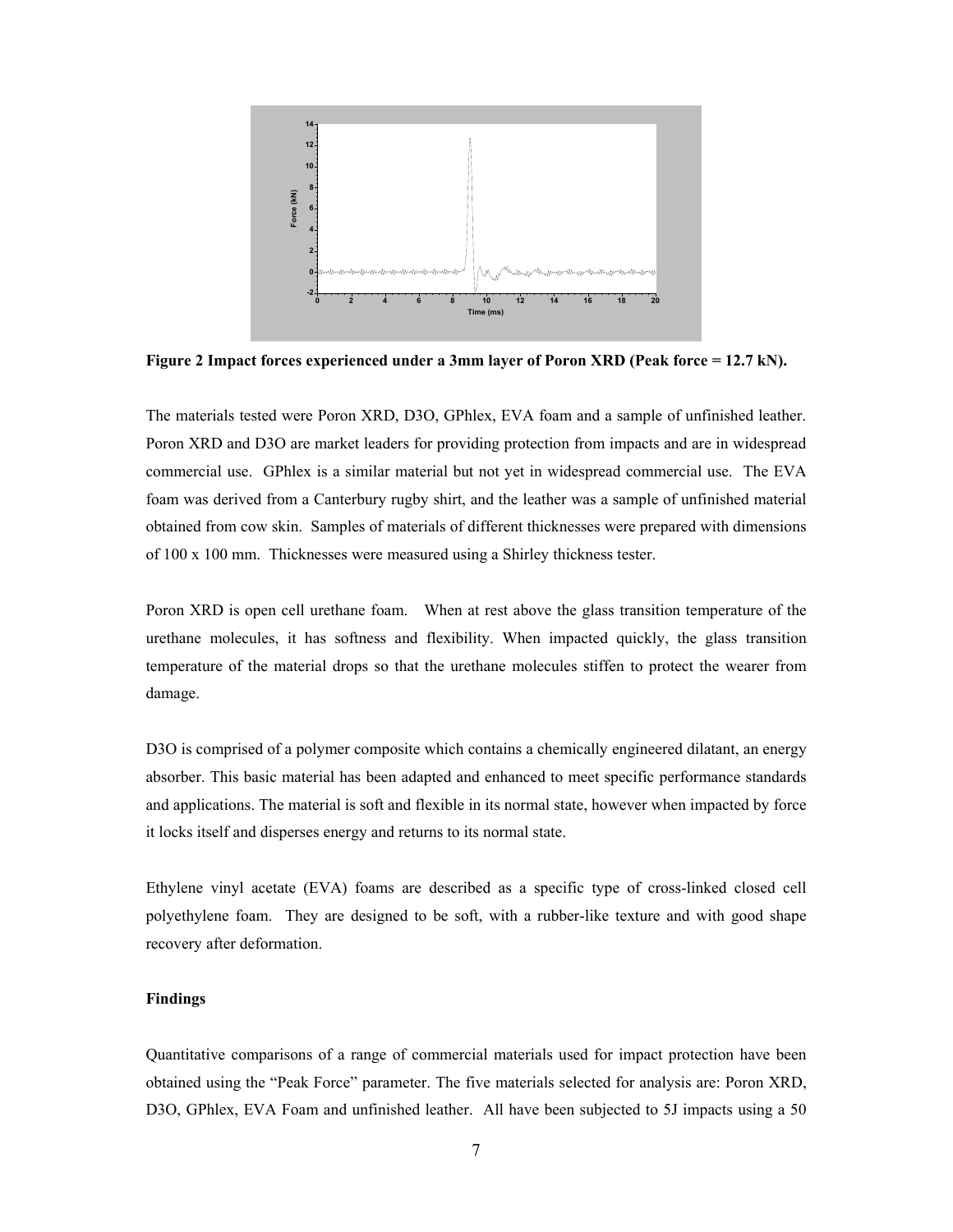**Figure 2 Impact forces experienced under a 3mm layer of Poron XRD (Peak force = 12.7 kN).**

The materials tested were Poron XRD, D3O, GPhlex, EVA foam and a sample of unfinished leather. Poron XRD and D3O are market leaders for providing protection from impacts and are in widespread commercial use. GPhlex is a similar material but not yet in widespread commercial use. The EVA foam was derived from a Canterbury rugby shirt, and the leather was a sample of unfinished material obtained from cow skin. Samples of materials of different thicknesses were prepared with dimensions of 100 x 100 mm. Thicknesses were measured using a Shirley thickness tester.

Poron XRD is open cell urethane foam. When at rest above the glass transition temperature of the urethane molecules, it has softness and flexibility. When impacted quickly, the glass transition temperature of the material drops so that the urethane molecules stiffen to protect the wearer from damage.

D3O is comprised of a polymer composite which contains a chemically engineered dilatant, an energy absorber. This basic material has been adapted and enhanced to meet specific performance standards and applications. The material is soft and flexible in its normal state, however when impacted by force it locks itself and disperses energy and returns to its normal state.

Ethylene vinyl acetate (EVA) foams are described as a specific type of cross-linked closed cell polyethylene foam. They are designed to be soft, with a rubber-like texture and with good shape recovery after deformation.

**Findings**

Quantitative comparisons of a range of commercial materials used for impact protection have been obtained using the "Peak Force" parameter. The five materials selected for analysis are: Poron XRD, D3O, GPhlex, EVA Foam and unfinished leather. All have been subjected to 5J impacts using a 50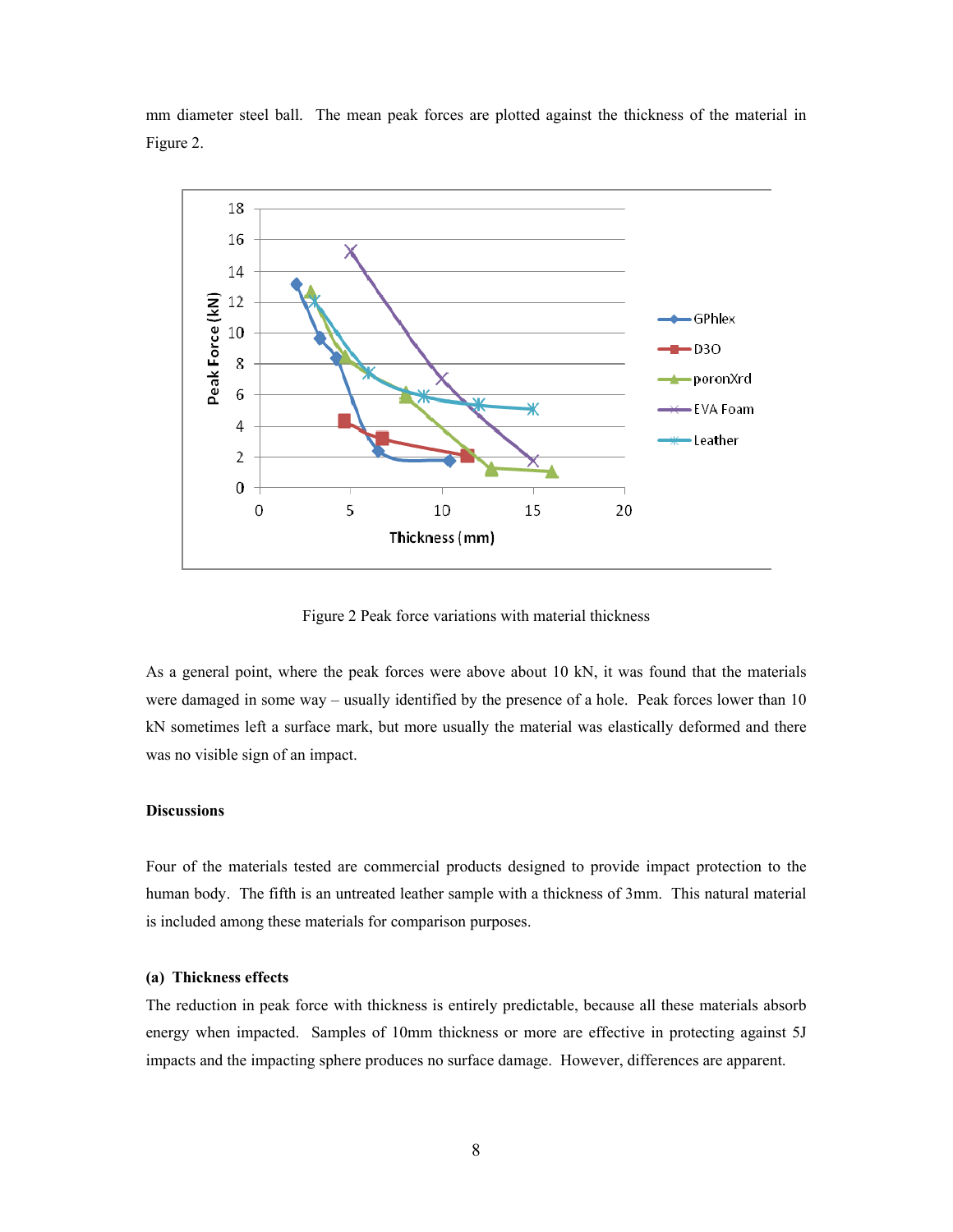mm diameter steel ball. The mean peak forces are plotted against the thickness of the material in Figure 2.

Figure 2 Peak force variations with material thickness

As a general point, where the peak forces were above about 10 kN, it was found that the materials were damaged in some way – usually identified by the presence of a hole. Peak forces lower than 10 kN sometimes left a surface mark, but more usually the material was elastically deformed and there was no visible sign of an impact.

**Discussions**

Four of the materials tested are commercial products designed to provide impact protection to the human body. The fifth is an untreated leather sample with a thickness of 3mm. This natural material is included among these materials for comparison purposes.

**(a) Thickness effects**

The reduction in peak force with thickness is entirely predictable, because all these materials absorb energy when impacted. Samples of 10mm thickness or more are effective in protecting against 5J impacts and the impacting sphere produces no surface damage. However, differences are apparent.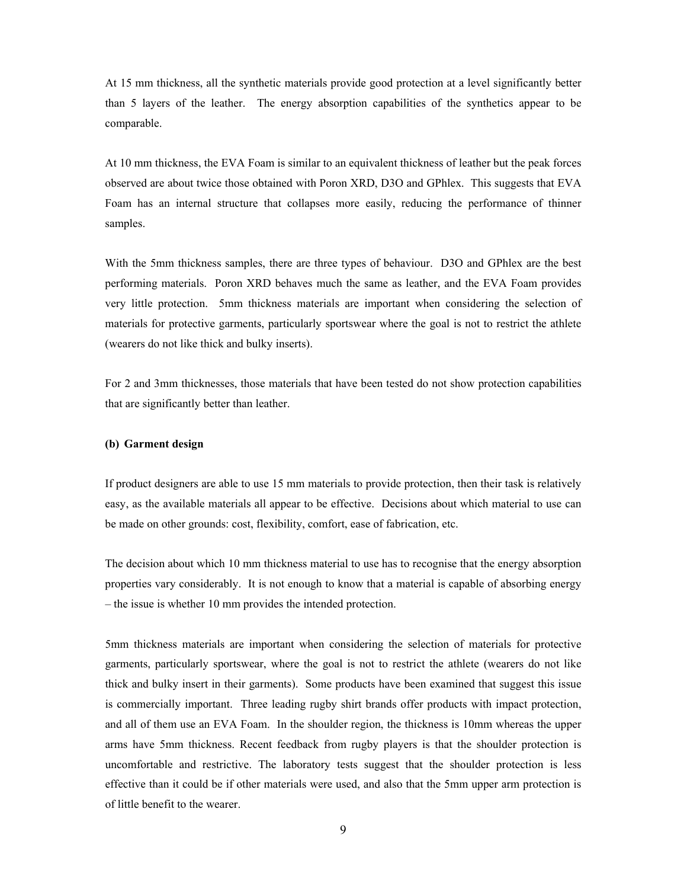At 15 mm thickness, all the synthetic materials provide good protection at a level significantly better than 5 layers of the leather. The energy absorption capabilities of the synthetics appear to be comparable.

At 10 mm thickness, the EVA Foam is similar to an equivalent thickness of leather but the peak forces observed are about twice those obtained with Poron XRD, D3O and GPhlex. This suggests that EVA Foam has an internal structure that collapses more easily, reducing the performance of thinner samples.

With the 5mm thickness samples, there are three types of behaviour. D3O and GPhlex are the best performing materials. Poron XRD behaves much the same as leather, and the EVA Foam provides very little protection. 5mm thickness materials are important when considering the selection of materials for protective garments, particularly sportswear where the goal is not to restrict the athlete (wearers do not like thick and bulky inserts).

For 2 and 3mm thicknesses, those materials that have been tested do not show protection capabilities that are significantly better than leather.

**(b) Garment design**

If product designers are able to use 15 mm materials to provide protection, then their task is relatively easy, as the available materials all appear to be effective. Decisions about which material to use can be made on other grounds: cost, flexibility, comfort, ease of fabrication, etc.

The decision about which 10 mm thickness material to use has to recognise that the energy absorption properties vary considerably. It is not enough to know that a material is capable of absorbing energy – the issue is whether 10 mm provides the intended protection.

5mm thickness materials are important when considering the selection of materials for protective garments, particularly sportswear, where the goal is not to restrict the athlete (wearers do not like thick and bulky insert in their garments). Some products have been examined that suggest this issue is commercially important. Three leading rugby shirt brands offer products with impact protection, and all of them use an EVA Foam. In the shoulder region, the thickness is 10mm whereas the upper arms have 5mm thickness. Recent feedback from rugby players is that the shoulder protection is uncomfortable and restrictive. The laboratory tests suggest that the shoulder protection is less effective than it could be if other materials were used, and also that the 5mm upper arm protection is of little benefit to the wearer.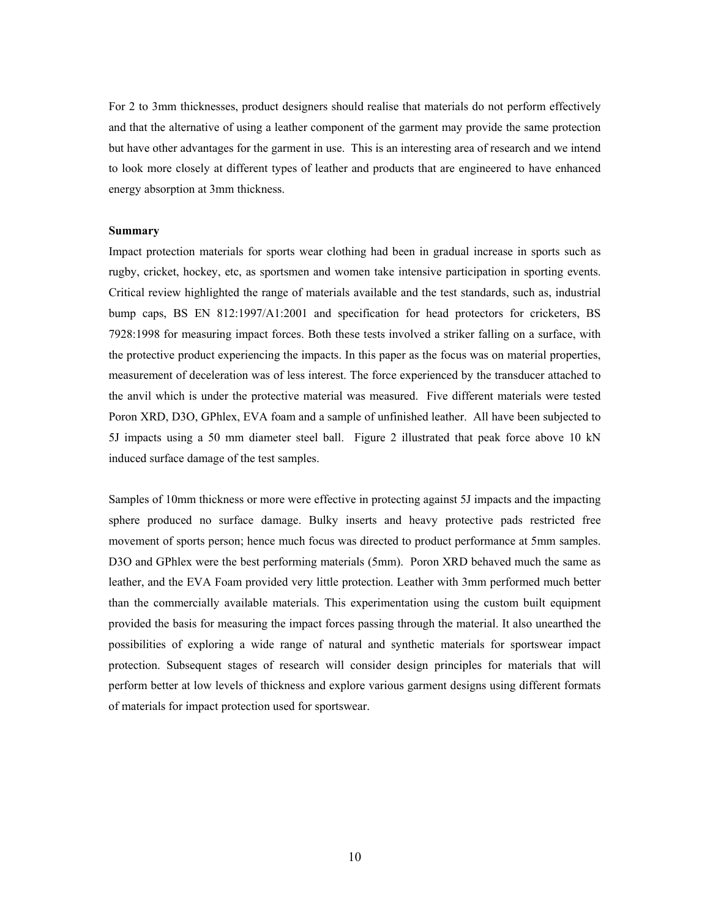For 2 to 3mm thicknesses, product designers should realise that materials do not perform effectively and that the alternative of using a leather component of the garment may provide the same protection but have other advantages for the garment in use. This is an interesting area of research and we intend to look more closely at different types of leather and products that are engineered to have enhanced energy absorption at 3mm thickness.

**Summary**

Impact protection materials for sports wear clothing had been in gradual increase in sports such as rugby, cricket, hockey, etc, as sportsmen and women take intensive participation in sporting events. Critical review highlighted the range of materials available and the test standards, such as, industrial bump caps, BS EN 812:1997/A1:2001 and specification for head protectors for cricketers, BS 7928:1998 for measuring impact forces. Both these tests involved a striker falling on a surface, with the protective product experiencing the impacts. In this paper as the focus was on material properties, measurement of deceleration was of less interest. The force experienced by the transducer attached to the anvil which is under the protective material was measured. Five different materials were tested Poron XRD, D3O, GPhlex, EVA foam and a sample of unfinished leather. All have been subjected to 5J impacts using a 50 mm diameter steel ball. Figure 2 illustrated that peak force above 10 kN induced surface damage of the test samples.

Samples of 10mm thickness or more were effective in protecting against 5J impacts and the impacting sphere produced no surface damage. Bulky inserts and heavy protective pads restricted free movement of sports person; hence much focus was directed to product performance at 5mm samples. D3O and GPhlex were the best performing materials (5mm). Poron XRD behaved much the same as leather, and the EVA Foam provided very little protection. Leather with 3mm performed much better than the commercially available materials. This experimentation using the custom built equipment provided the basis for measuring the impact forces passing through the material. It also unearthed the possibilities of exploring a wide range of natural and synthetic materials for sportswear impact protection. Subsequent stages of research will consider design principles for materials that will perform better at low levels of thickness and explore various garment designs using different formats of materials for impact protection used for sportswear.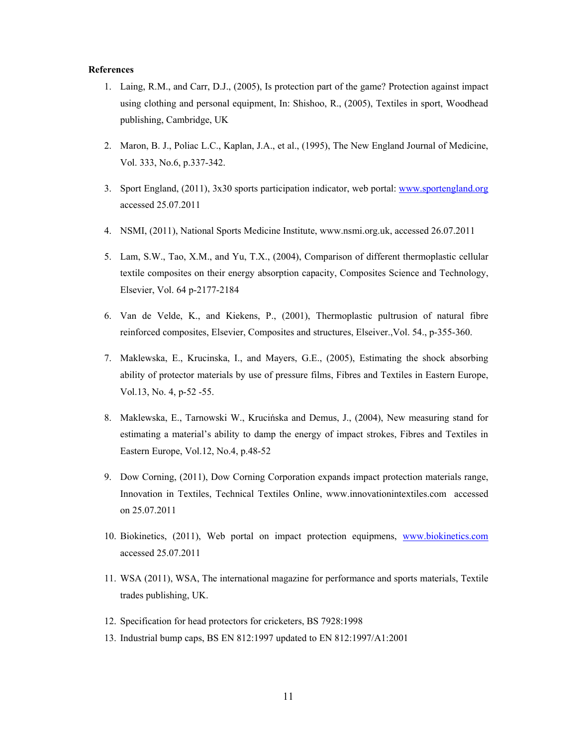**References**

1. Laing, R.M., and Carr, D.J., (2005), Is protection part of the game? Protection against impact using clothing and personal equipment, In: Shishoo, R., (2005), Textiles in sport, Woodhead publishing, Cambridge, UK

2. Maron, B. J., Poliac L.C., Kaplan, J.A., et al., (1995), The New England Journal of Medicine, Vol. 333, No.6, p.337-342.

3. Sport England, (2011), 3x30 sports participation indicator, web portal: www.sportengland.org accessed 25.07.2011

4. NSMI, (2011), National Sports Medicine Institute, www.nsmi.org.uk, accessed 26.07.2011

5. Lam, S.W., Tao, X.M., and Yu, T.X., (2004), Comparison of different thermoplastic cellular textile composites on their energy absorption capacity, Composites Science and Technology, Elsevier, Vol. 64 p-2177-2184

6. Van de Velde, K., and Kiekens, P., (2001), Thermoplastic pultrusion of natural fibre reinforced composites, Elsevier, Composites and structures, Elseiver.,Vol. 54., p-355-360.

7. Maklewska, E., Krucinska, I., and Mayers, G.E., (2005), Estimating the shock absorbing ability of protector materials by use of pressure films, Fibres and Textiles in Eastern Europe, Vol.13, No. 4, p-52 -55.

8. Maklewska, E., Tarnowski W., Krucińska and Demus, J., (2004), New measuring stand for estimating a material's ability to damp the energy of impact strokes, Fibres and Textiles in Eastern Europe, Vol.12, No.4, p.48-52

9. Dow Corning, (2011), Dow Corning Corporation expands impact protection materials range, Innovation in Textiles, Technical Textiles Online, www.innovationintextiles.com accessed on 25.07.2011

10. Biokinetics, (2011), Web portal on impact protection equipmens, www.biokinetics.com accessed 25.07.2011

11. WSA (2011), WSA, The international magazine for performance and sports materials, Textile trades publishing, UK.

12. Specification for head protectors for cricketers, BS 7928:1998

13. Industrial bump caps, BS EN 812:1997 updated to EN 812:1997/A1:2001